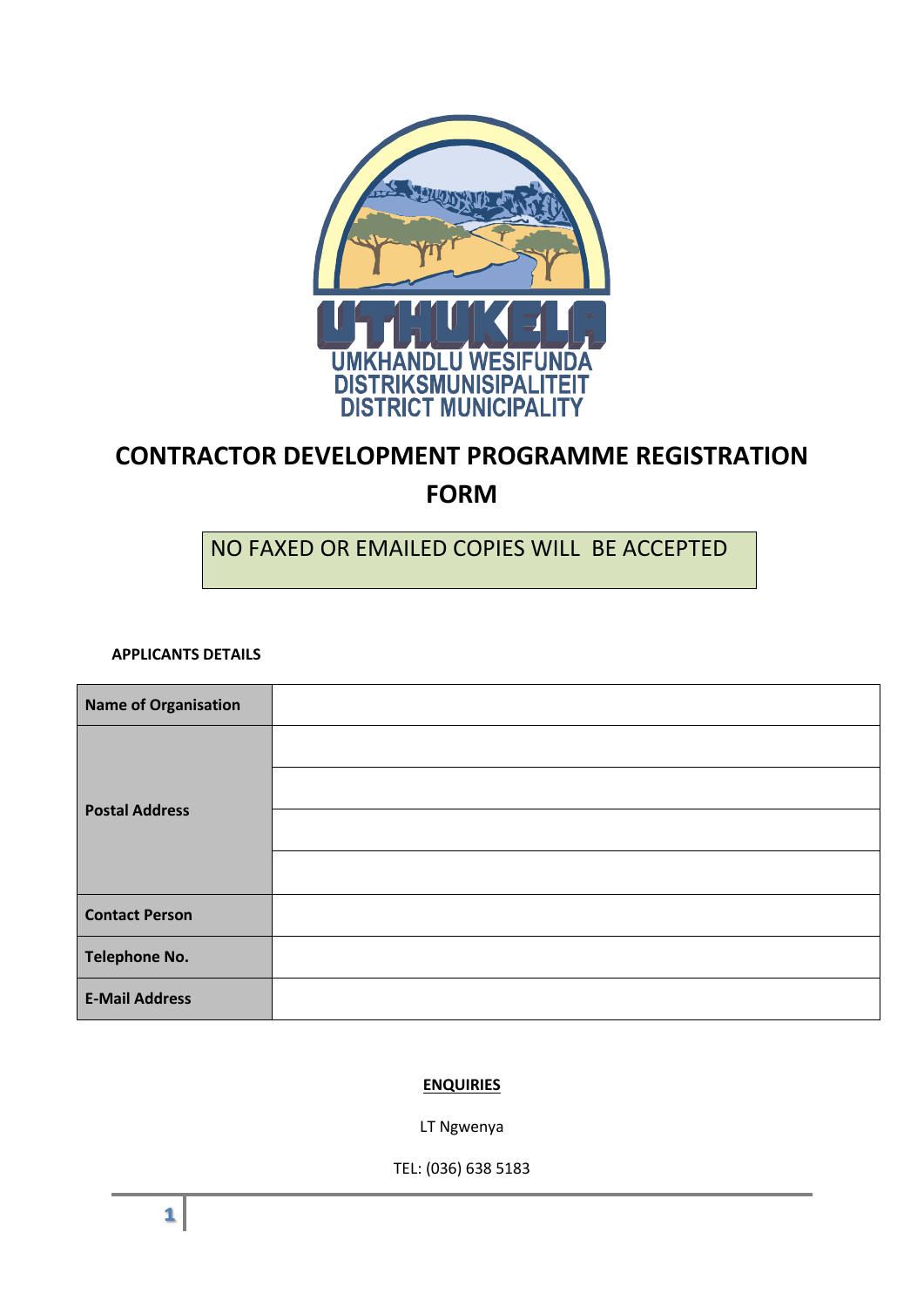UTHUKELA

UMKHANDLU WESIFUNDA
DISTRIKSMUNISIPALITEIT
DISTRICT MUNICIPALITY

# CONTRACTOR DEVELOPMENT PROGRAMME REGISTRATION FORM

NO FAXED OR EMAILED COPIES WILL BE ACCEPTED

**APPLICANTS DETAILS**

| **Name of Organisation** | |
|---|---|
| **Postal Address** | |
| | |
| | |
| | |
| **Contact Person** | |
| **Telephone No.** | |
| **E-Mail Address** | |

**ENQUIRIES**

LT Ngwenya

TEL: (036) 638 5183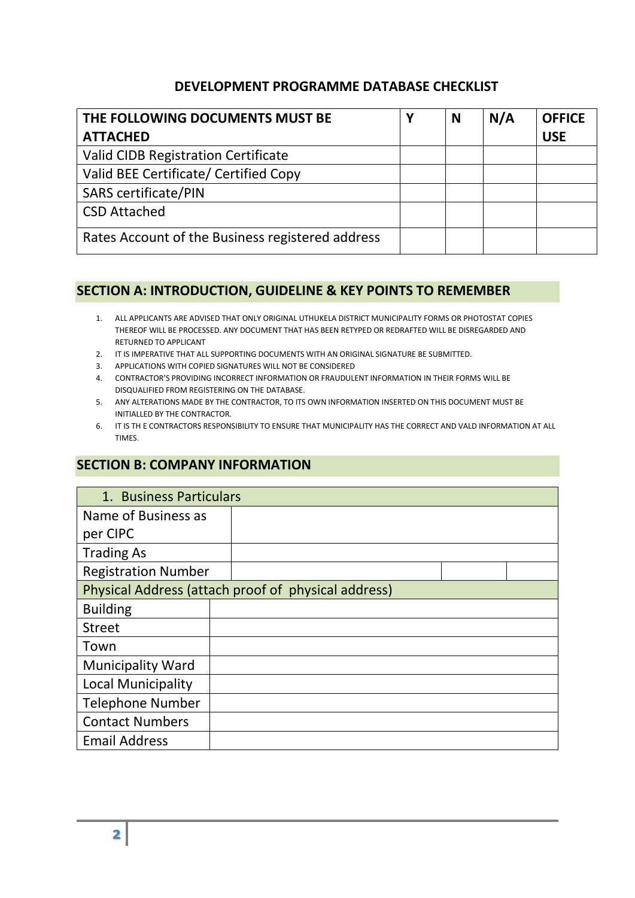## DEVELOPMENT PROGRAMME DATABASE CHECKLIST

| THE FOLLOWING DOCUMENTS MUST BE ATTACHED | Y | N | N/A | OFFICE USE |
|---|---|---|---|---|
| Valid CIDB Registration Certificate | | | | |
| Valid BEE Certificate/ Certified Copy | | | | |
| SARS certificate/PIN | | | | |
| CSD Attached | | | | |
| Rates Account of the Business registered address | | | | |

## SECTION A: INTRODUCTION, GUIDELINE & KEY POINTS TO REMEMBER

1. ALL APPLICANTS ARE ADVISED THAT ONLY ORIGINAL UTHUKELA DISTRICT MUNICIPALITY FORMS OR PHOTOSTAT COPIES THEREOF WILL BE PROCESSED. ANY DOCUMENT THAT HAS BEEN RETYPED OR REDRAFTED WILL BE DISREGARDED AND RETURNED TO APPLICANT
2. IT IS IMPERATIVE THAT ALL SUPPORTING DOCUMENTS WITH AN ORIGINAL SIGNATURE BE SUBMITTED.
3. APPLICATIONS WITH COPIED SIGNATURES WILL NOT BE CONSIDERED
4. CONTRACTOR'S PROVIDING INCORRECT INFORMATION OR FRAUDULENT INFORMATION IN THEIR FORMS WILL BE DISQUALIFIED FROM REGISTERING ON THE DATABASE.
5. ANY ALTERATIONS MADE BY THE CONTRACTOR, TO ITS OWN INFORMATION INSERTED ON THIS DOCUMENT MUST BE INITIALLED BY THE CONTRACTOR.
6. IT IS TH E CONTRACTORS RESPONSIBILITY TO ENSURE THAT MUNICIPALITY HAS THE CORRECT AND VALD INFORMATION AT ALL TIMES.

## SECTION B: COMPANY INFORMATION

| 1. Business Particulars | | | |
|---|---|---|---|
| Name of Business as per CIPC | | | |
| Trading As | | | |
| Registration Number | | | |
| **Physical Address (attach proof of physical address)** | | | |
| Building | | | |
| Street | | | |
| Town | | | |
| Municipality Ward | | | |
| Local Municipality | | | |
| Telephone Number | | | |
| Contact Numbers | | | |
| Email Address | | | |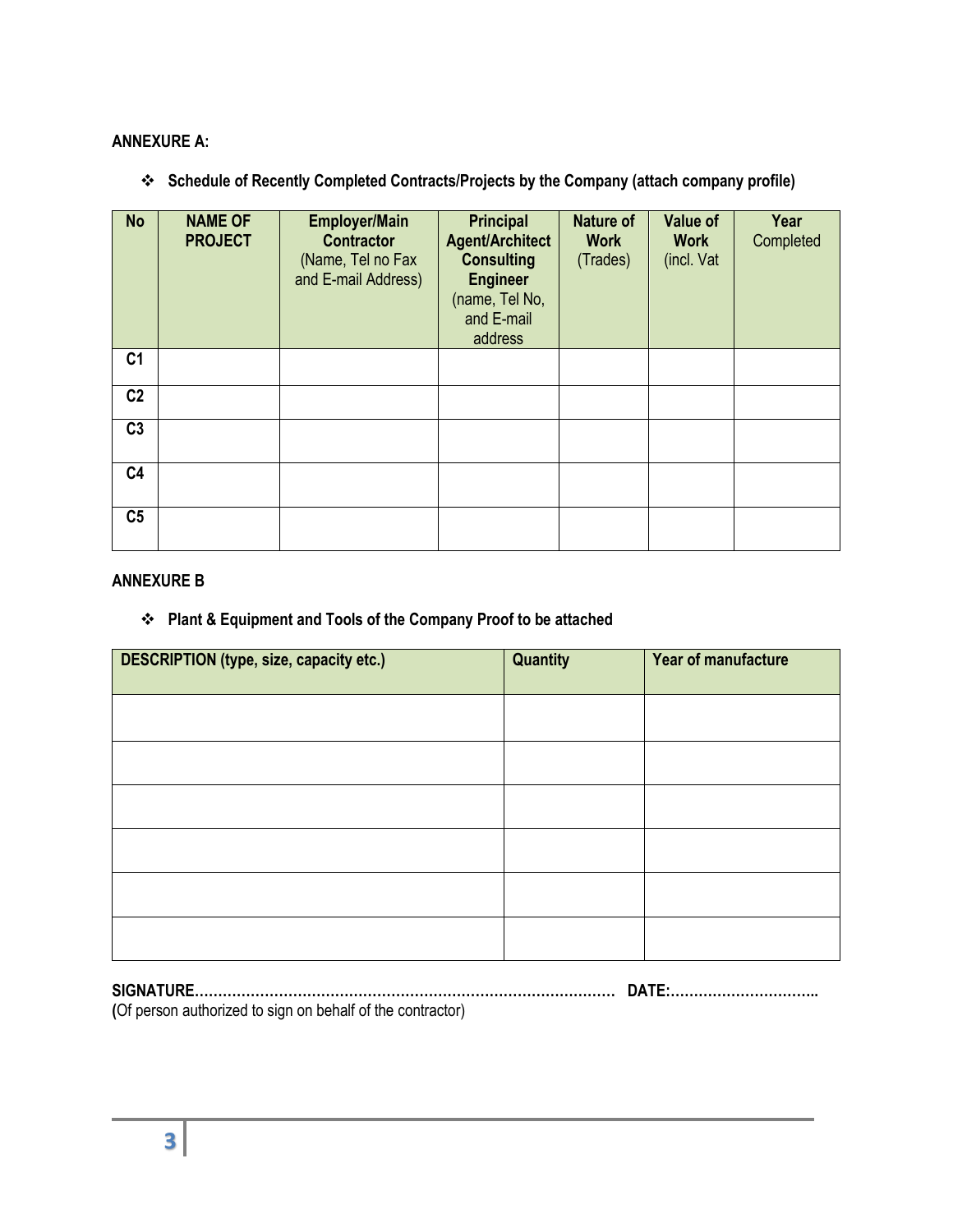**ANNEXURE A:**

- **Schedule of Recently Completed Contracts/Projects by the Company (attach company profile)**

| **No** | **NAME OF PROJECT** | **Employer/Main Contractor** (Name, Tel no Fax and E-mail Address) | **Principal Agent/Architect Consulting Engineer** (name, Tel No, and E-mail address | **Nature of Work** (Trades) | **Value of Work** (incl. Vat | **Year** Completed |
|---|---|---|---|---|---|---|
| **C1** | | | | | | |
| **C2** | | | | | | |
| **C3** | | | | | | |
| **C4** | | | | | | |
| **C5** | | | | | | |

**ANNEXURE B**

- **Plant & Equipment and Tools of the Company Proof to be attached**

| **DESCRIPTION (type, size, capacity etc.)** | **Quantity** | **Year of manufacture** |
|---|---|---|
| | | |
| | | |
| | | |
| | | |
| | | |
| | | |

**SIGNATURE………………………………………………………………………………… DATE:…………………………..**
**(**Of person authorized to sign on behalf of the contractor)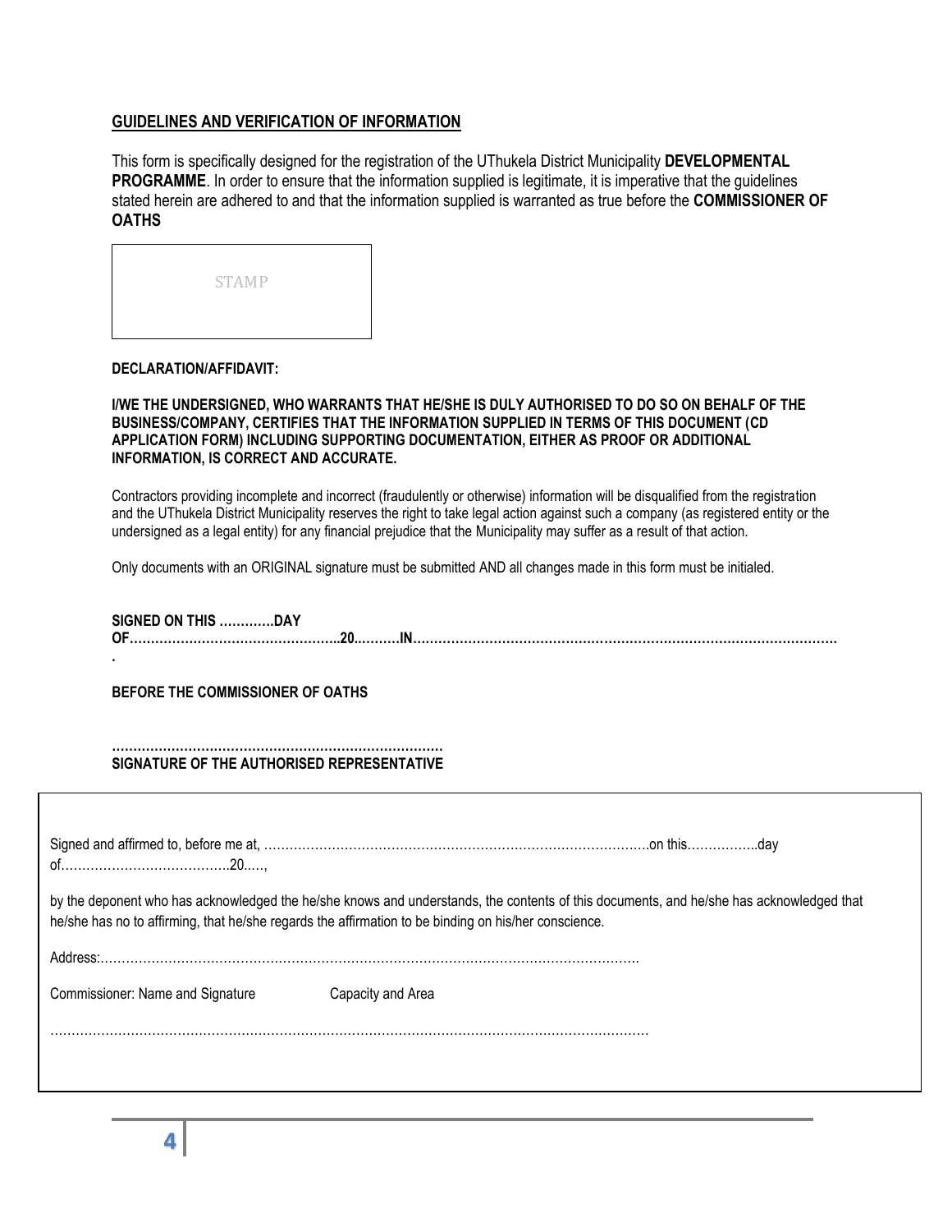## GUIDELINES AND VERIFICATION OF INFORMATION

This form is specifically designed for the registration of the UThukela District Municipality **DEVELOPMENTAL PROGRAMME**. In order to ensure that the information supplied is legitimate, it is imperative that the guidelines stated herein are adhered to and that the information supplied is warranted as true before the **COMMISSIONER OF OATHS**

| |
|---|
| STAMP |

**DECLARATION/AFFIDAVIT:**

**I/WE THE UNDERSIGNED, WHO WARRANTS THAT HE/SHE IS DULY AUTHORISED TO DO SO ON BEHALF OF THE BUSINESS/COMPANY, CERTIFIES THAT THE INFORMATION SUPPLIED IN TERMS OF THIS DOCUMENT (CD APPLICATION FORM) INCLUDING SUPPORTING DOCUMENTATION, EITHER AS PROOF OR ADDITIONAL INFORMATION, IS CORRECT AND ACCURATE.**

Contractors providing incomplete and incorrect (fraudulently or otherwise) information will be disqualified from the registration and the UThukela District Municipality reserves the right to take legal action against such a company (as registered entity or the undersigned as a legal entity) for any financial prejudice that the Municipality may suffer as a result of that action.

Only documents with an ORIGINAL signature must be submitted AND all changes made in this form must be initialed.

**SIGNED ON THIS …………DAY OF…………………………………………..20..………IN……………………………………………………………………………………….**

**BEFORE THE COMMISSIONER OF OATHS**

**…………………………………………………………………….**
**SIGNATURE OF THE AUTHORISED REPRESENTATIVE**

Signed and affirmed to, before me at, ……………………………………………………………………………….on this……………..day of…………………………………20..…,

by the deponent who has acknowledged the he/she knows and understands, the contents of this documents, and he/she has acknowledged that he/she has no to affirming, that he/she regards the affirmation to be binding on his/her conscience.

Address:…………………………………………………………………………………………………………………

Commissioner: Name and Signature Capacity and Area

…………………………………………………………………………………………………………………………